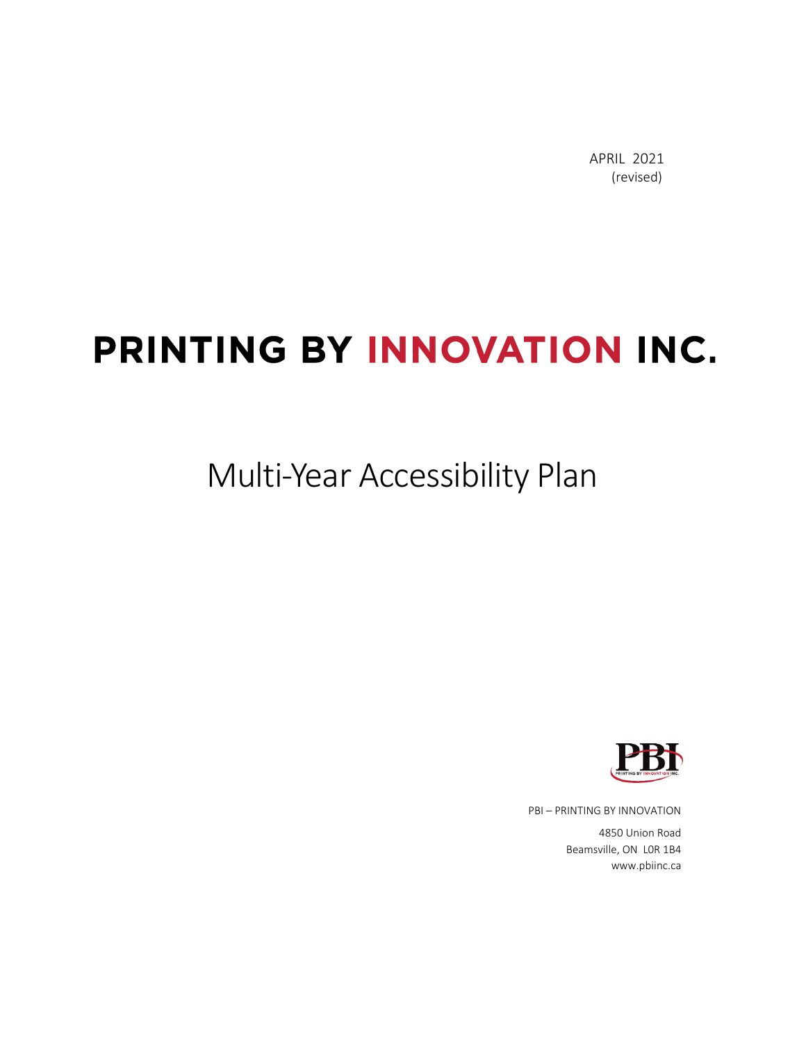APRIL 2021
(revised)

# PRINTING BY INNOVATION INC.

## Multi-Year Accessibility Plan

PBI – PRINTING BY INNOVATION

4850 Union Road
Beamsville, ON L0R 1B4
www.pbiinc.ca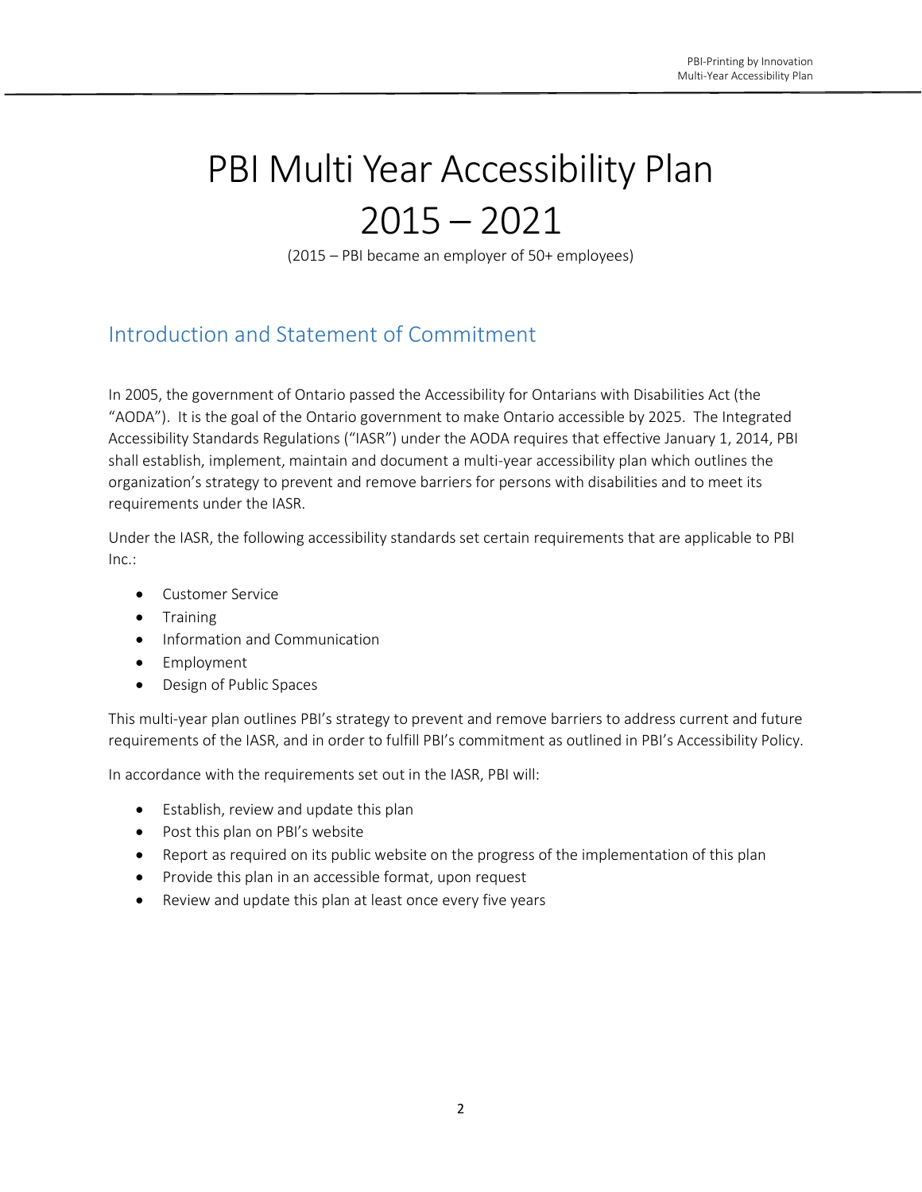# PBI Multi Year Accessibility Plan 2015 – 2021

(2015 – PBI became an employer of 50+ employees)

## Introduction and Statement of Commitment

In 2005, the government of Ontario passed the Accessibility for Ontarians with Disabilities Act (the "AODA"). It is the goal of the Ontario government to make Ontario accessible by 2025. The Integrated Accessibility Standards Regulations ("IASR") under the AODA requires that effective January 1, 2014, PBI shall establish, implement, maintain and document a multi-year accessibility plan which outlines the organization's strategy to prevent and remove barriers for persons with disabilities and to meet its requirements under the IASR.

Under the IASR, the following accessibility standards set certain requirements that are applicable to PBI Inc.:

- Customer Service
- Training
- Information and Communication
- Employment
- Design of Public Spaces

This multi-year plan outlines PBI's strategy to prevent and remove barriers to address current and future requirements of the IASR, and in order to fulfill PBI's commitment as outlined in PBI's Accessibility Policy.

In accordance with the requirements set out in the IASR, PBI will:

- Establish, review and update this plan
- Post this plan on PBI's website
- Report as required on its public website on the progress of the implementation of this plan
- Provide this plan in an accessible format, upon request
- Review and update this plan at least once every five years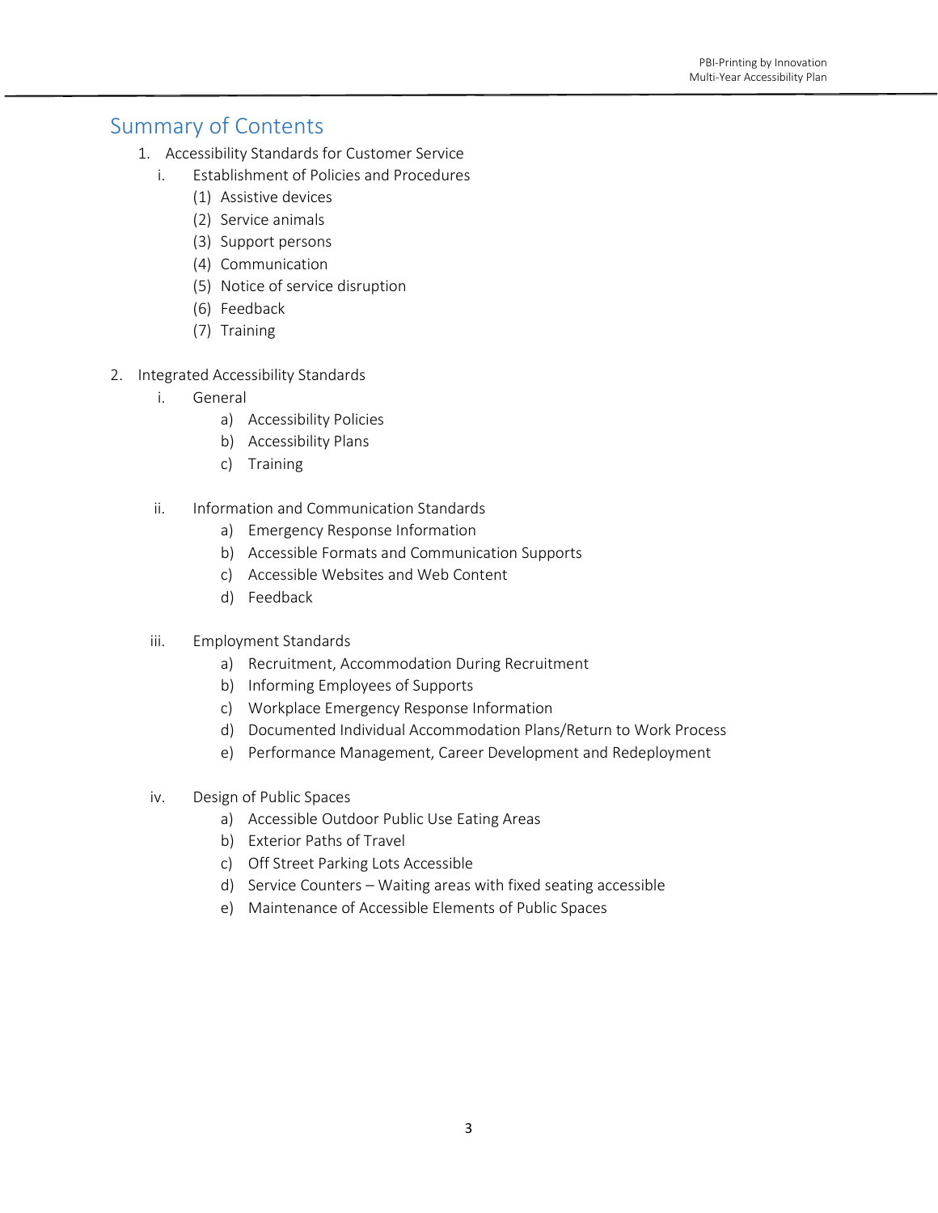## Summary of Contents

1. Accessibility Standards for Customer Service
   - i. Establishment of Policies and Procedures
     - (1) Assistive devices
     - (2) Service animals
     - (3) Support persons
     - (4) Communication
     - (5) Notice of service disruption
     - (6) Feedback
     - (7) Training

2. Integrated Accessibility Standards
   - i. General
     - a) Accessibility Policies
     - b) Accessibility Plans
     - c) Training
   - ii. Information and Communication Standards
     - a) Emergency Response Information
     - b) Accessible Formats and Communication Supports
     - c) Accessible Websites and Web Content
     - d) Feedback
   - iii. Employment Standards
     - a) Recruitment, Accommodation During Recruitment
     - b) Informing Employees of Supports
     - c) Workplace Emergency Response Information
     - d) Documented Individual Accommodation Plans/Return to Work Process
     - e) Performance Management, Career Development and Redeployment
   - iv. Design of Public Spaces
     - a) Accessible Outdoor Public Use Eating Areas
     - b) Exterior Paths of Travel
     - c) Off Street Parking Lots Accessible
     - d) Service Counters – Waiting areas with fixed seating accessible
     - e) Maintenance of Accessible Elements of Public Spaces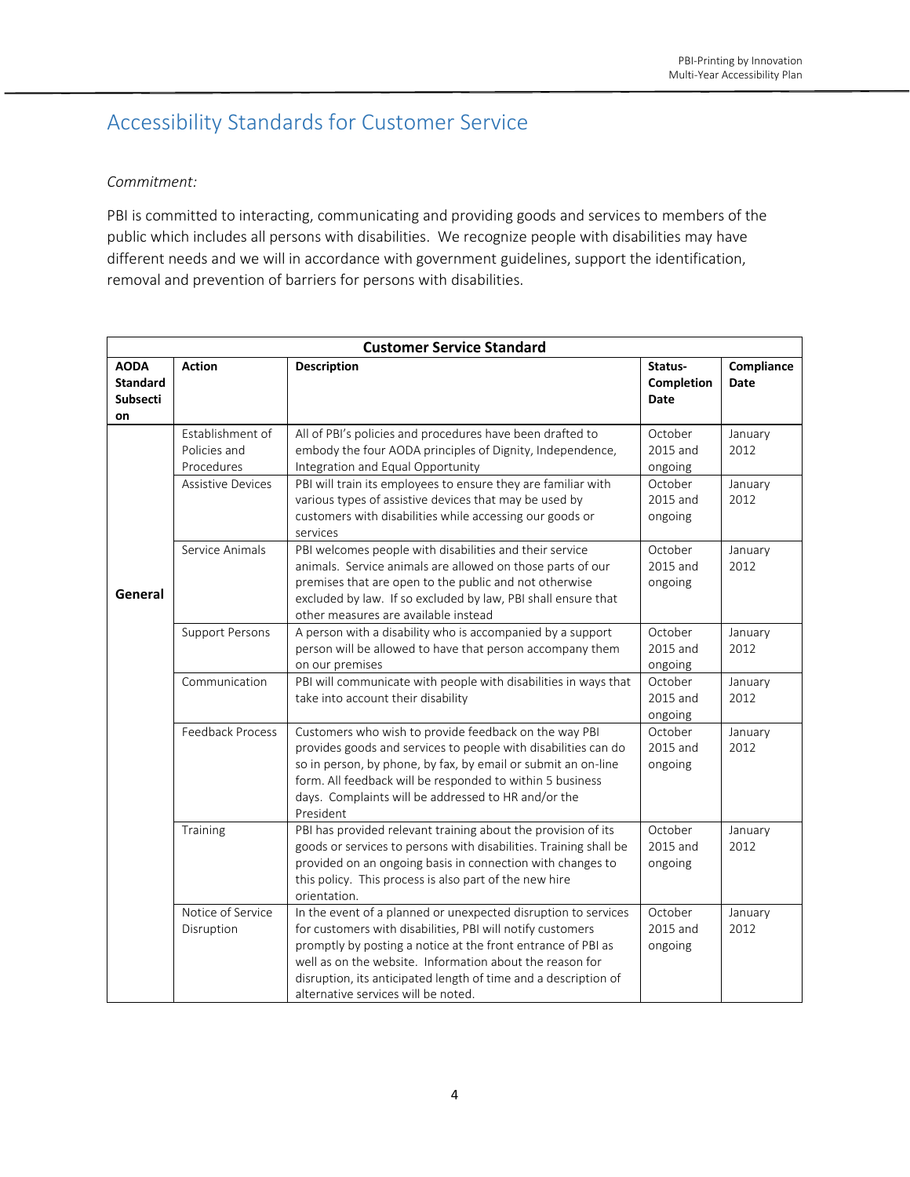# Accessibility Standards for Customer Service

*Commitment:*

PBI is committed to interacting, communicating and providing goods and services to members of the public which includes all persons with disabilities. We recognize people with disabilities may have different needs and we will in accordance with government guidelines, support the identification, removal and prevention of barriers for persons with disabilities.

| Customer Service Standard | | | | |
|---|---|---|---|---|
| **AODA Standard Subsection** | **Action** | **Description** | **Status-Completion Date** | **Compliance Date** |
| **General** | Establishment of Policies and Procedures | All of PBI's policies and procedures have been drafted to embody the four AODA principles of Dignity, Independence, Integration and Equal Opportunity | October 2015 and ongoing | January 2012 |
| | Assistive Devices | PBI will train its employees to ensure they are familiar with various types of assistive devices that may be used by customers with disabilities while accessing our goods or services | October 2015 and ongoing | January 2012 |
| | Service Animals | PBI welcomes people with disabilities and their service animals. Service animals are allowed on those parts of our premises that are open to the public and not otherwise excluded by law. If so excluded by law, PBI shall ensure that other measures are available instead | October 2015 and ongoing | January 2012 |
| | Support Persons | A person with a disability who is accompanied by a support person will be allowed to have that person accompany them on our premises | October 2015 and ongoing | January 2012 |
| | Communication | PBI will communicate with people with disabilities in ways that take into account their disability | October 2015 and ongoing | January 2012 |
| | Feedback Process | Customers who wish to provide feedback on the way PBI provides goods and services to people with disabilities can do so in person, by phone, by fax, by email or submit an on-line form. All feedback will be responded to within 5 business days. Complaints will be addressed to HR and/or the President | October 2015 and ongoing | January 2012 |
| | Training | PBI has provided relevant training about the provision of its goods or services to persons with disabilities. Training shall be provided on an ongoing basis in connection with changes to this policy. This process is also part of the new hire orientation. | October 2015 and ongoing | January 2012 |
| | Notice of Service Disruption | In the event of a planned or unexpected disruption to services for customers with disabilities, PBI will notify customers promptly by posting a notice at the front entrance of PBI as well as on the website. Information about the reason for disruption, its anticipated length of time and a description of alternative services will be noted. | October 2015 and ongoing | January 2012 |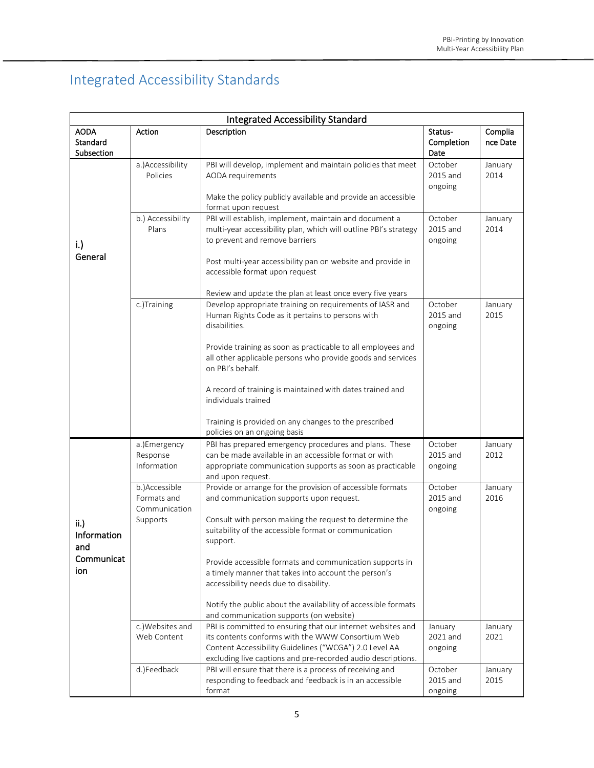# Integrated Accessibility Standards

| Integrated Accessibility Standard | | | | |
|---|---|---|---|---|
| AODA Standard Subsection | Action | Description | Status-Completion Date | Compliance Date |
| i.) General | a.)Accessibility Policies | PBI will develop, implement and maintain policies that meet AODA requirements<br><br>Make the policy publicly available and provide an accessible format upon request | October 2015 and ongoing | January 2014 |
| | b.) Accessibility Plans | PBI will establish, implement, maintain and document a multi-year accessibility plan, which will outline PBI's strategy to prevent and remove barriers<br><br>Post multi-year accessibility pan on website and provide in accessible format upon request<br><br>Review and update the plan at least once every five years | October 2015 and ongoing | January 2014 |
| | c.)Training | Develop appropriate training on requirements of IASR and Human Rights Code as it pertains to persons with disabilities.<br><br>Provide training as soon as practicable to all employees and all other applicable persons who provide goods and services on PBI's behalf.<br><br>A record of training is maintained with dates trained and individuals trained<br><br>Training is provided on any changes to the prescribed policies on an ongoing basis | October 2015 and ongoing | January 2015 |
| ii.) Information and Communication | a.)Emergency Response Information | PBI has prepared emergency procedures and plans. These can be made available in an accessible format or with appropriate communication supports as soon as practicable and upon request. | October 2015 and ongoing | January 2012 |
| | b.)Accessible Formats and Communication Supports | Provide or arrange for the provision of accessible formats and communication supports upon request.<br><br>Consult with person making the request to determine the suitability of the accessible format or communication support.<br><br>Provide accessible formats and communication supports in a timely manner that takes into account the person's accessibility needs due to disability.<br><br>Notify the public about the availability of accessible formats and communication supports (on website) | October 2015 and ongoing | January 2016 |
| | c.)Websites and Web Content | PBI is committed to ensuring that our internet websites and its contents conforms with the WWW Consortium Web Content Accessibility Guidelines ("WCGA") 2.0 Level AA excluding live captions and pre-recorded audio descriptions. | January 2021 and ongoing | January 2021 |
| | d.)Feedback | PBI will ensure that there is a process of receiving and responding to feedback and feedback is in an accessible format | October 2015 and ongoing | January 2015 |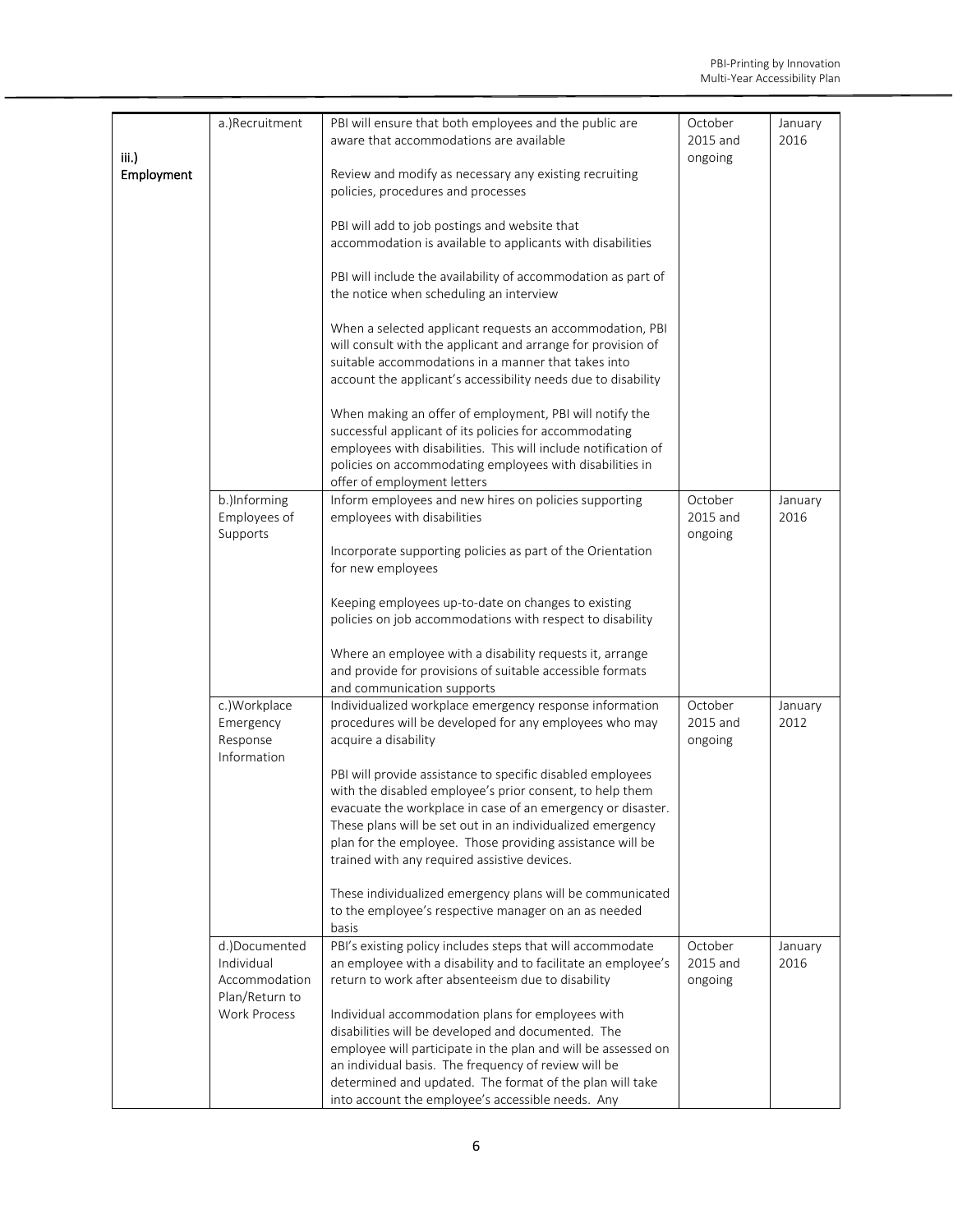| | | | | |
|---|---|---|---|---|
| iii.) Employment | a.)Recruitment | PBI will ensure that both employees and the public are aware that accommodations are available<br><br>Review and modify as necessary any existing recruiting policies, procedures and processes<br><br>PBI will add to job postings and website that accommodation is available to applicants with disabilities<br><br>PBI will include the availability of accommodation as part of the notice when scheduling an interview<br><br>When a selected applicant requests an accommodation, PBI will consult with the applicant and arrange for provision of suitable accommodations in a manner that takes into account the applicant's accessibility needs due to disability<br><br>When making an offer of employment, PBI will notify the successful applicant of its policies for accommodating employees with disabilities. This will include notification of policies on accommodating employees with disabilities in offer of employment letters | October 2015 and ongoing | January 2016 |
| | b.)Informing Employees of Supports | Inform employees and new hires on policies supporting employees with disabilities<br><br>Incorporate supporting policies as part of the Orientation for new employees<br><br>Keeping employees up-to-date on changes to existing policies on job accommodations with respect to disability<br><br>Where an employee with a disability requests it, arrange and provide for provisions of suitable accessible formats and communication supports | October 2015 and ongoing | January 2016 |
| | c.)Workplace Emergency Response Information | Individualized workplace emergency response information procedures will be developed for any employees who may acquire a disability<br><br>PBI will provide assistance to specific disabled employees with the disabled employee's prior consent, to help them evacuate the workplace in case of an emergency or disaster. These plans will be set out in an individualized emergency plan for the employee. Those providing assistance will be trained with any required assistive devices.<br><br>These individualized emergency plans will be communicated to the employee's respective manager on an as needed basis | October 2015 and ongoing | January 2012 |
| | d.)Documented Individual Accommodation Plan/Return to Work Process | PBI's existing policy includes steps that will accommodate an employee with a disability and to facilitate an employee's return to work after absenteeism due to disability<br><br>Individual accommodation plans for employees with disabilities will be developed and documented. The employee will participate in the plan and will be assessed on an individual basis. The frequency of review will be determined and updated. The format of the plan will take into account the employee's accessible needs. Any | October 2015 and ongoing | January 2016 |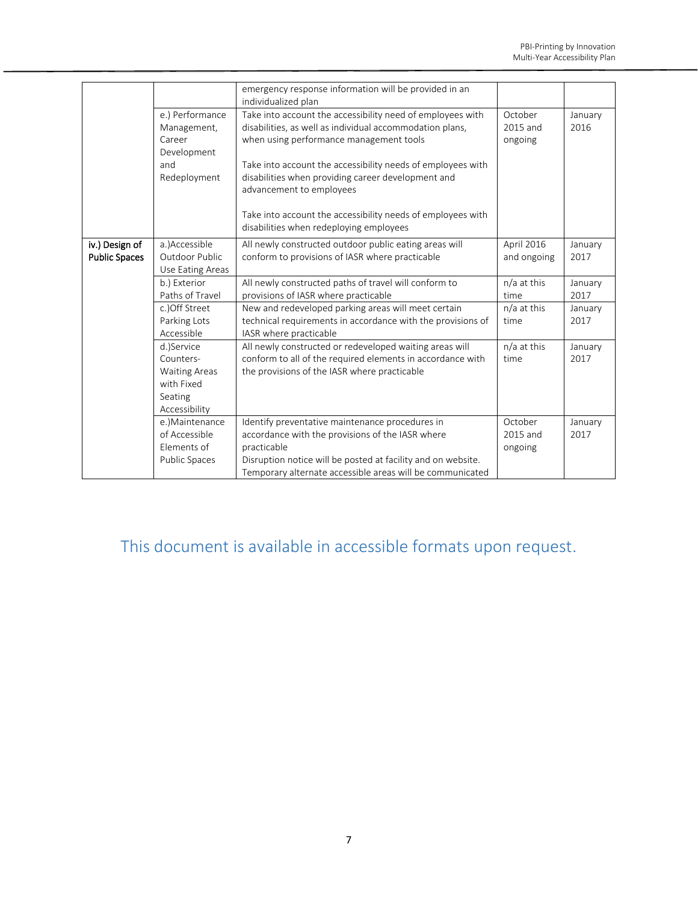| | | | | |
|---|---|---|---|---|
| | | emergency response information will be provided in an individualized plan | | |
| | e.) Performance Management, Career Development and Redeployment | Take into account the accessibility need of employees with disabilities, as well as individual accommodation plans, when using performance management tools<br><br>Take into account the accessibility needs of employees with disabilities when providing career development and advancement to employees<br><br>Take into account the accessibility needs of employees with disabilities when redeploying employees | October 2015 and ongoing | January 2016 |
| **iv.) Design of Public Spaces** | a.)Accessible Outdoor Public Use Eating Areas | All newly constructed outdoor public eating areas will conform to provisions of IASR where practicable | April 2016 and ongoing | January 2017 |
| | b.) Exterior Paths of Travel | All newly constructed paths of travel will conform to provisions of IASR where practicable | n/a at this time | January 2017 |
| | c.)Off Street Parking Lots Accessible | New and redeveloped parking areas will meet certain technical requirements in accordance with the provisions of IASR where practicable | n/a at this time | January 2017 |
| | d.)Service Counters- Waiting Areas with Fixed Seating Accessibility | All newly constructed or redeveloped waiting areas will conform to all of the required elements in accordance with the provisions of the IASR where practicable | n/a at this time | January 2017 |
| | e.)Maintenance of Accessible Elements of Public Spaces | Identify preventative maintenance procedures in accordance with the provisions of the IASR where practicable<br>Disruption notice will be posted at facility and on website. Temporary alternate accessible areas will be communicated | October 2015 and ongoing | January 2017 |

This document is available in accessible formats upon request.